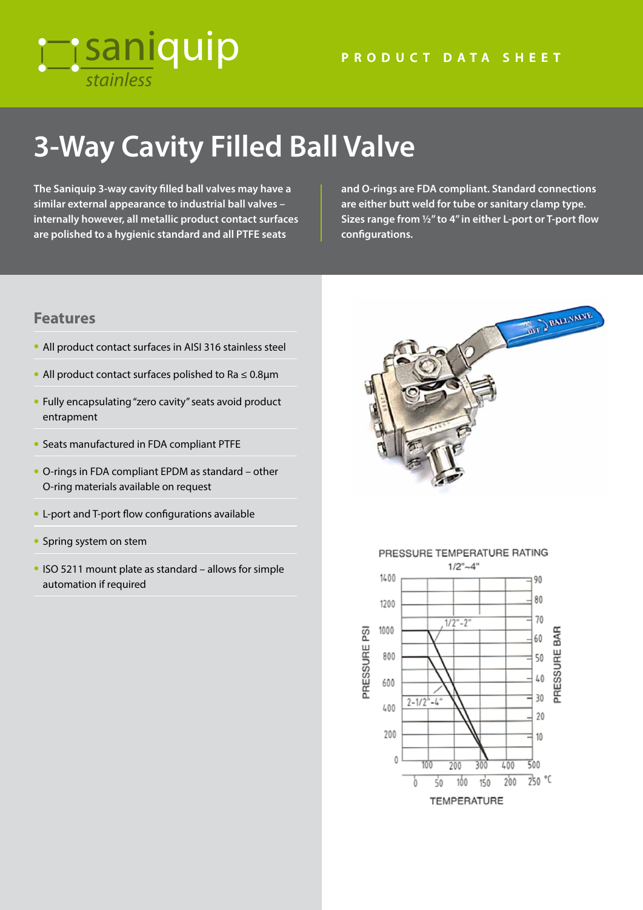saniquip stainless

PRODUCT DATA SHEET

# 3-Way Cavity Filled Ball Valve

**The Saniquip 3-way cavity filled ball valves may have a similar external appearance to industrial ball valves – internally however, all metallic product contact surfaces are polished to a hygienic standard and all PTFE seats and O-rings are FDA compliant. Standard connections are either butt weld for tube or sanitary clamp type. Sizes range from ½" to 4" in either L-port or T-port flow configurations.**

## Features

- All product contact surfaces in AISI 316 stainless steel
- All product contact surfaces polished to Ra ≤ 0.8µm
- Fully encapsulating "zero cavity" seats avoid product entrapment
- Seats manufactured in FDA compliant PTFE
- O-rings in FDA compliant EPDM as standard – other O-ring materials available on request
- L-port and T-port flow configurations available
- Spring system on stem
- ISO 5211 mount plate as standard – allows for simple automation if required

PRESSURE TEMPERATURE RATING
1/2"~4"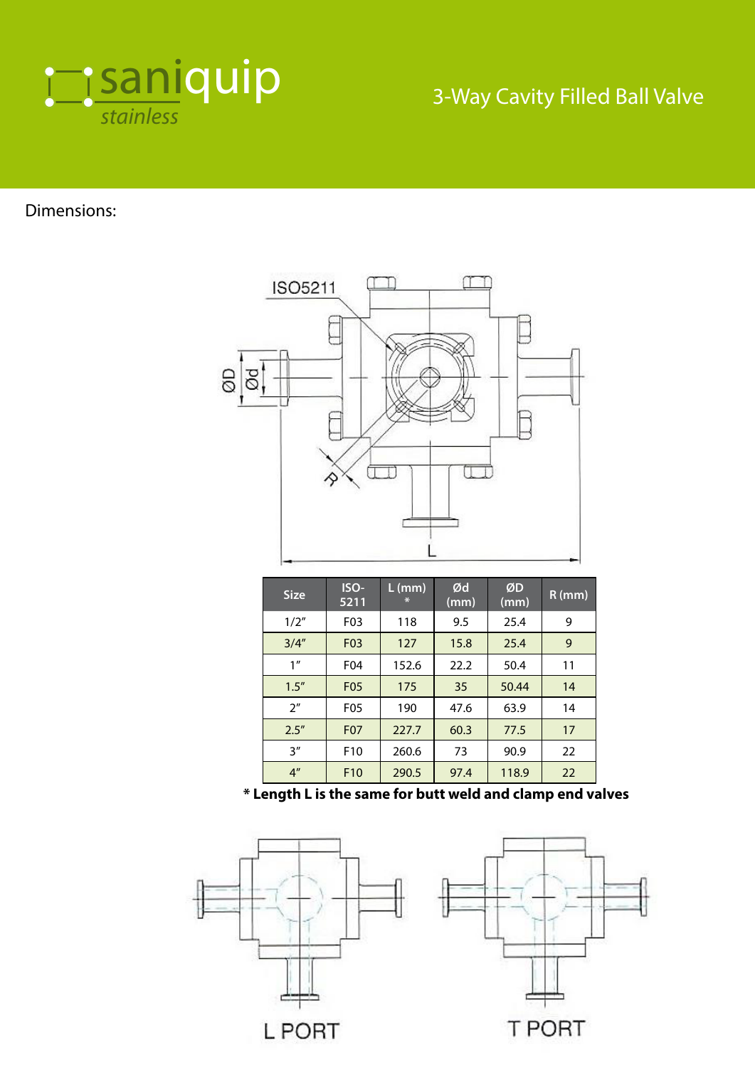Dimensions:

| Size | ISO-5211 | L (mm) * | Ød (mm) | ØD (mm) | R (mm) |
|---|---|---|---|---|---|
| 1/2" | F03 | 118 | 9.5 | 25.4 | 9 |
| 3/4" | F03 | 127 | 15.8 | 25.4 | 9 |
| 1" | F04 | 152.6 | 22.2 | 50.4 | 11 |
| 1.5" | F05 | 175 | 35 | 50.44 | 14 |
| 2" | F05 | 190 | 47.6 | 63.9 | 14 |
| 2.5" | F07 | 227.7 | 60.3 | 77.5 | 17 |
| 3" | F10 | 260.6 | 73 | 90.9 | 22 |
| 4" | F10 | 290.5 | 97.4 | 118.9 | 22 |

**\* Length L is the same for butt weld and clamp end valves**

L PORT

T PORT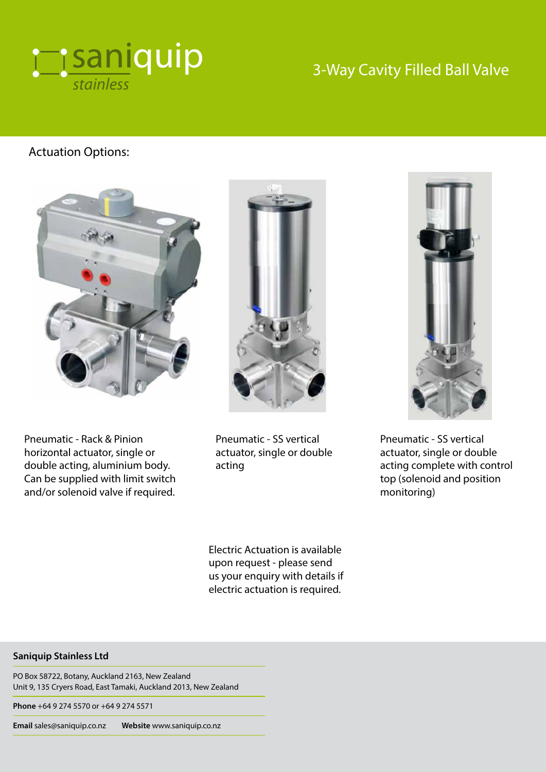# 3-Way Cavity Filled Ball Valve

Actuation Options:

Pneumatic - Rack & Pinion horizontal actuator, single or double acting, aluminium body. Can be supplied with limit switch and/or solenoid valve if required.

Pneumatic - SS vertical actuator, single or double acting

Pneumatic - SS vertical actuator, single or double acting complete with control top (solenoid and position monitoring)

Electric Actuation is available upon request - please send us your enquiry with details if electric actuation is required.

**Saniquip Stainless Ltd**

PO Box 58722, Botany, Auckland 2163, New Zealand
Unit 9, 135 Cryers Road, East Tamaki, Auckland 2013, New Zealand

**Phone** +64 9 274 5570 or +64 9 274 5571

**Email** sales@saniquip.co.nz **Website** www.saniquip.co.nz